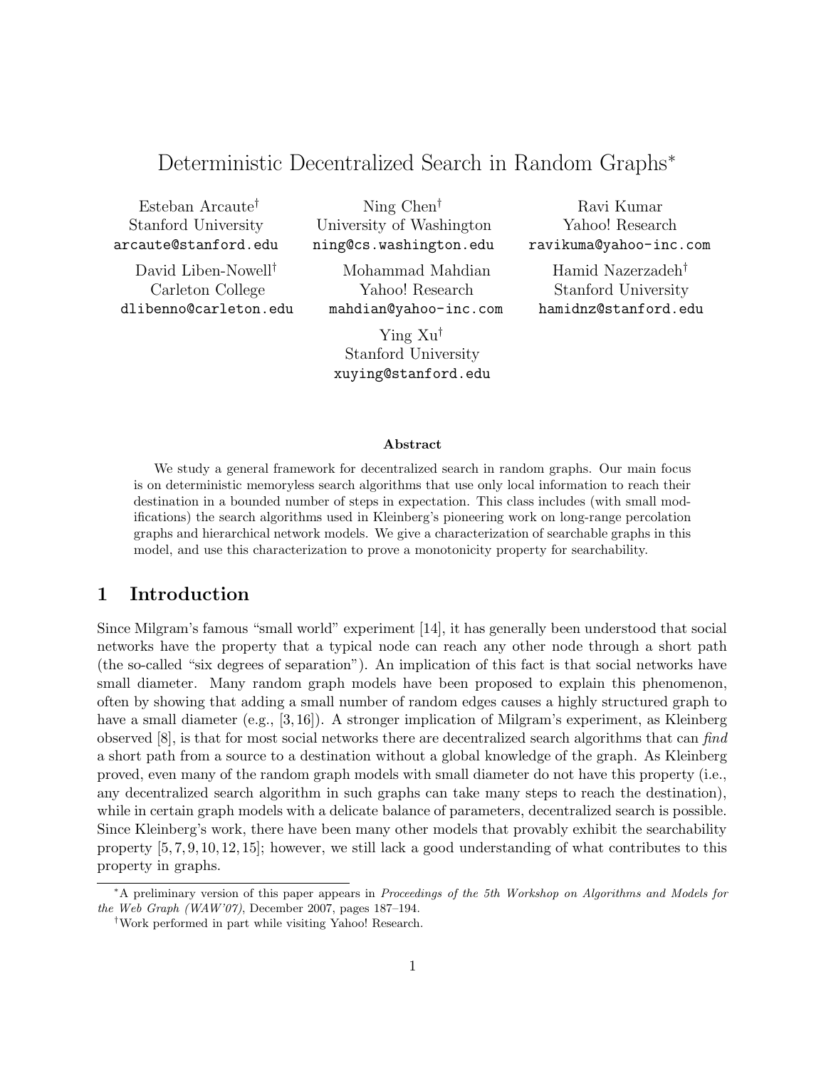# Deterministic Decentralized Search in Random Graphs*

Esteban Arcaute[†]
Stanford University
arcaute@stanford.edu

Ning Chen[†]
University of Washington
ning@cs.washington.edu

Ravi Kumar
Yahoo! Research
ravikuma@yahoo-inc.com

David Liben-Nowell[†]
Carleton College
dlibenno@carleton.edu

Mohammad Mahdian
Yahoo! Research
mahdian@yahoo-inc.com

Hamid Nazerzadeh[†]
Stanford University
hamidnz@stanford.edu

Ying Xu[†]
Stanford University
xuying@stanford.edu

**Abstract**

We study a general framework for decentralized search in random graphs. Our main focus is on deterministic memoryless search algorithms that use only local information to reach their destination in a bounded number of steps in expectation. This class includes (with small modifications) the search algorithms used in Kleinberg's pioneering work on long-range percolation graphs and hierarchical network models. We give a characterization of searchable graphs in this model, and use this characterization to prove a monotonicity property for searchability.

## 1 Introduction

Since Milgram's famous "small world" experiment [14], it has generally been understood that social networks have the property that a typical node can reach any other node through a short path (the so-called "six degrees of separation"). An implication of this fact is that social networks have small diameter. Many random graph models have been proposed to explain this phenomenon, often by showing that adding a small number of random edges causes a highly structured graph to have a small diameter (e.g., [3,16]). A stronger implication of Milgram's experiment, as Kleinberg observed [8], is that for most social networks there are decentralized search algorithms that can *find* a short path from a source to a destination without a global knowledge of the graph. As Kleinberg proved, even many of the random graph models with small diameter do not have this property (i.e., any decentralized search algorithm in such graphs can take many steps to reach the destination), while in certain graph models with a delicate balance of parameters, decentralized search is possible. Since Kleinberg's work, there have been many other models that provably exhibit the searchability property [5,7,9,10,12,15]; however, we still lack a good understanding of what contributes to this property in graphs.

*A preliminary version of this paper appears in *Proceedings of the 5th Workshop on Algorithms and Models for the Web Graph (WAW'07)*, December 2007, pages 187–194.

[†]Work performed in part while visiting Yahoo! Research.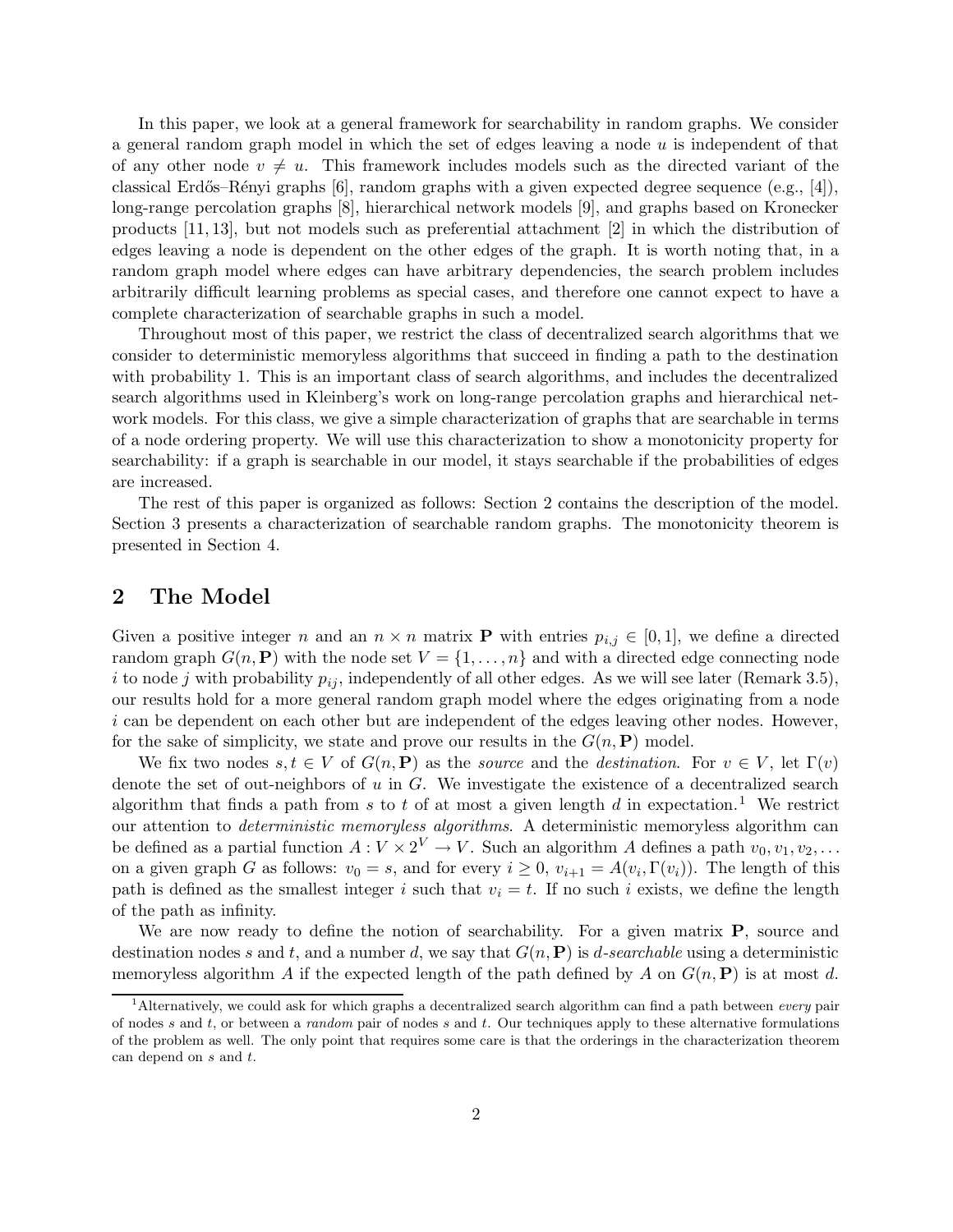In this paper, we look at a general framework for searchability in random graphs. We consider a general random graph model in which the set of edges leaving a node $u$ is independent of that of any other node $v \neq u$. This framework includes models such as the directed variant of the classical Erdős–Rényi graphs [6], random graphs with a given expected degree sequence (e.g., [4]), long-range percolation graphs [8], hierarchical network models [9], and graphs based on Kronecker products [11, 13], but not models such as preferential attachment [2] in which the distribution of edges leaving a node is dependent on the other edges of the graph. It is worth noting that, in a random graph model where edges can have arbitrary dependencies, the search problem includes arbitrarily difficult learning problems as special cases, and therefore one cannot expect to have a complete characterization of searchable graphs in such a model.

Throughout most of this paper, we restrict the class of decentralized search algorithms that we consider to deterministic memoryless algorithms that succeed in finding a path to the destination with probability 1. This is an important class of search algorithms, and includes the decentralized search algorithms used in Kleinberg's work on long-range percolation graphs and hierarchical network models. For this class, we give a simple characterization of graphs that are searchable in terms of a node ordering property. We will use this characterization to show a monotonicity property for searchability: if a graph is searchable in our model, it stays searchable if the probabilities of edges are increased.

The rest of this paper is organized as follows: Section 2 contains the description of the model. Section 3 presents a characterization of searchable random graphs. The monotonicity theorem is presented in Section 4.

## 2 The Model

Given a positive integer $n$ and an $n \times n$ matrix $\mathbf{P}$ with entries $p_{i,j} \in [0, 1]$, we define a directed random graph $G(n, \mathbf{P})$ with the node set $V = \{1, \ldots, n\}$ and with a directed edge connecting node $i$ to node $j$ with probability $p_{ij}$, independently of all other edges. As we will see later (Remark 3.5), our results hold for a more general random graph model where the edges originating from a node $i$ can be dependent on each other but are independent of the edges leaving other nodes. However, for the sake of simplicity, we state and prove our results in the $G(n, \mathbf{P})$ model.

We fix two nodes $s, t \in V$ of $G(n, \mathbf{P})$ as the *source* and the *destination*. For $v \in V$, let $\Gamma(v)$ denote the set of out-neighbors of $u$ in $G$. We investigate the existence of a decentralized search algorithm that finds a path from $s$ to $t$ of at most a given length $d$ in expectation.[1] We restrict our attention to *deterministic memoryless algorithms*. A deterministic memoryless algorithm can be defined as a partial function $A : V \times 2^V \to V$. Such an algorithm $A$ defines a path $v_0, v_1, v_2, \ldots$ on a given graph $G$ as follows: $v_0 = s$, and for every $i \geq 0$, $v_{i+1} = A(v_i, \Gamma(v_i))$. The length of this path is defined as the smallest integer $i$ such that $v_i = t$. If no such $i$ exists, we define the length of the path as infinity.

We are now ready to define the notion of searchability. For a given matrix $\mathbf{P}$, source and destination nodes $s$ and $t$, and a number $d$, we say that $G(n, \mathbf{P})$ is *$d$-searchable* using a deterministic memoryless algorithm $A$ if the expected length of the path defined by $A$ on $G(n, \mathbf{P})$ is at most $d$.

[1] Alternatively, we could ask for which graphs a decentralized search algorithm can find a path between *every* pair of nodes $s$ and $t$, or between a *random* pair of nodes $s$ and $t$. Our techniques apply to these alternative formulations of the problem as well. The only point that requires some care is that the orderings in the characterization theorem can depend on $s$ and $t$.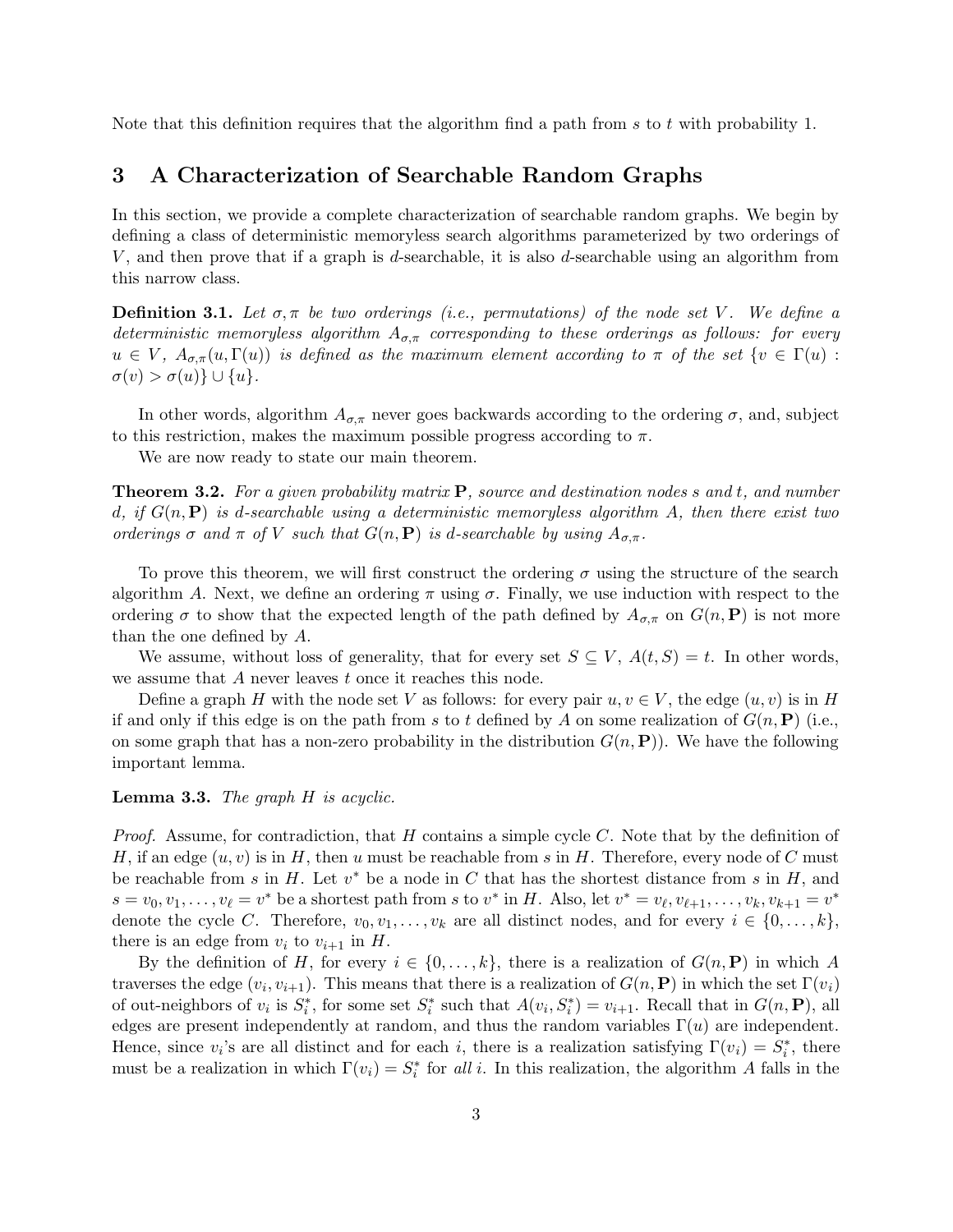Note that this definition requires that the algorithm find a path from $s$ to $t$ with probability 1.

## 3 A Characterization of Searchable Random Graphs

In this section, we provide a complete characterization of searchable random graphs. We begin by defining a class of deterministic memoryless search algorithms parameterized by two orderings of $V$, and then prove that if a graph is $d$-searchable, it is also $d$-searchable using an algorithm from this narrow class.

**Definition 3.1.** *Let $\sigma, \pi$ be two orderings (i.e., permutations) of the node set $V$. We define a deterministic memoryless algorithm $A_{\sigma,\pi}$ corresponding to these orderings as follows: for every $u \in V$, $A_{\sigma,\pi}(u, \Gamma(u))$ is defined as the maximum element according to $\pi$ of the set $\{v \in \Gamma(u) : \sigma(v) > \sigma(u)\} \cup \{u\}$.*

In other words, algorithm $A_{\sigma,\pi}$ never goes backwards according to the ordering $\sigma$, and, subject to this restriction, makes the maximum possible progress according to $\pi$.

We are now ready to state our main theorem.

**Theorem 3.2.** *For a given probability matrix $\mathbf{P}$, source and destination nodes $s$ and $t$, and number $d$, if $G(n, \mathbf{P})$ is $d$-searchable using a deterministic memoryless algorithm $A$, then there exist two orderings $\sigma$ and $\pi$ of $V$ such that $G(n, \mathbf{P})$ is $d$-searchable by using $A_{\sigma,\pi}$.*

To prove this theorem, we will first construct the ordering $\sigma$ using the structure of the search algorithm $A$. Next, we define an ordering $\pi$ using $\sigma$. Finally, we use induction with respect to the ordering $\sigma$ to show that the expected length of the path defined by $A_{\sigma,\pi}$ on $G(n, \mathbf{P})$ is not more than the one defined by $A$.

We assume, without loss of generality, that for every set $S \subseteq V$, $A(t, S) = t$. In other words, we assume that $A$ never leaves $t$ once it reaches this node.

Define a graph $H$ with the node set $V$ as follows: for every pair $u, v \in V$, the edge $(u, v)$ is in $H$ if and only if this edge is on the path from $s$ to $t$ defined by $A$ on some realization of $G(n, \mathbf{P})$ (i.e., on some graph that has a non-zero probability in the distribution $G(n, \mathbf{P})$). We have the following important lemma.

**Lemma 3.3.** *The graph $H$ is acyclic.*

*Proof.* Assume, for contradiction, that $H$ contains a simple cycle $C$. Note that by the definition of $H$, if an edge $(u, v)$ is in $H$, then $u$ must be reachable from $s$ in $H$. Therefore, every node of $C$ must be reachable from $s$ in $H$. Let $v^*$ be a node in $C$ that has the shortest distance from $s$ in $H$, and $s = v_0, v_1, \ldots, v_\ell = v^*$ be a shortest path from $s$ to $v^*$ in $H$. Also, let $v^* = v_\ell, v_{\ell+1}, \ldots, v_k, v_{k+1} = v^*$ denote the cycle $C$. Therefore, $v_0, v_1, \ldots, v_k$ are all distinct nodes, and for every $i \in \{0, \ldots, k\}$, there is an edge from $v_i$ to $v_{i+1}$ in $H$.

By the definition of $H$, for every $i \in \{0, \ldots, k\}$, there is a realization of $G(n, \mathbf{P})$ in which $A$ traverses the edge $(v_i, v_{i+1})$. This means that there is a realization of $G(n, \mathbf{P})$ in which the set $\Gamma(v_i)$ of out-neighbors of $v_i$ is $S_i^*$, for some set $S_i^*$ such that $A(v_i, S_i^*) = v_{i+1}$. Recall that in $G(n, \mathbf{P})$, all edges are present independently at random, and thus the random variables $\Gamma(u)$ are independent. Hence, since $v_i$'s are all distinct and for each $i$, there is a realization satisfying $\Gamma(v_i) = S_i^*$, there must be a realization in which $\Gamma(v_i) = S_i^*$ for *all* $i$. In this realization, the algorithm $A$ falls in the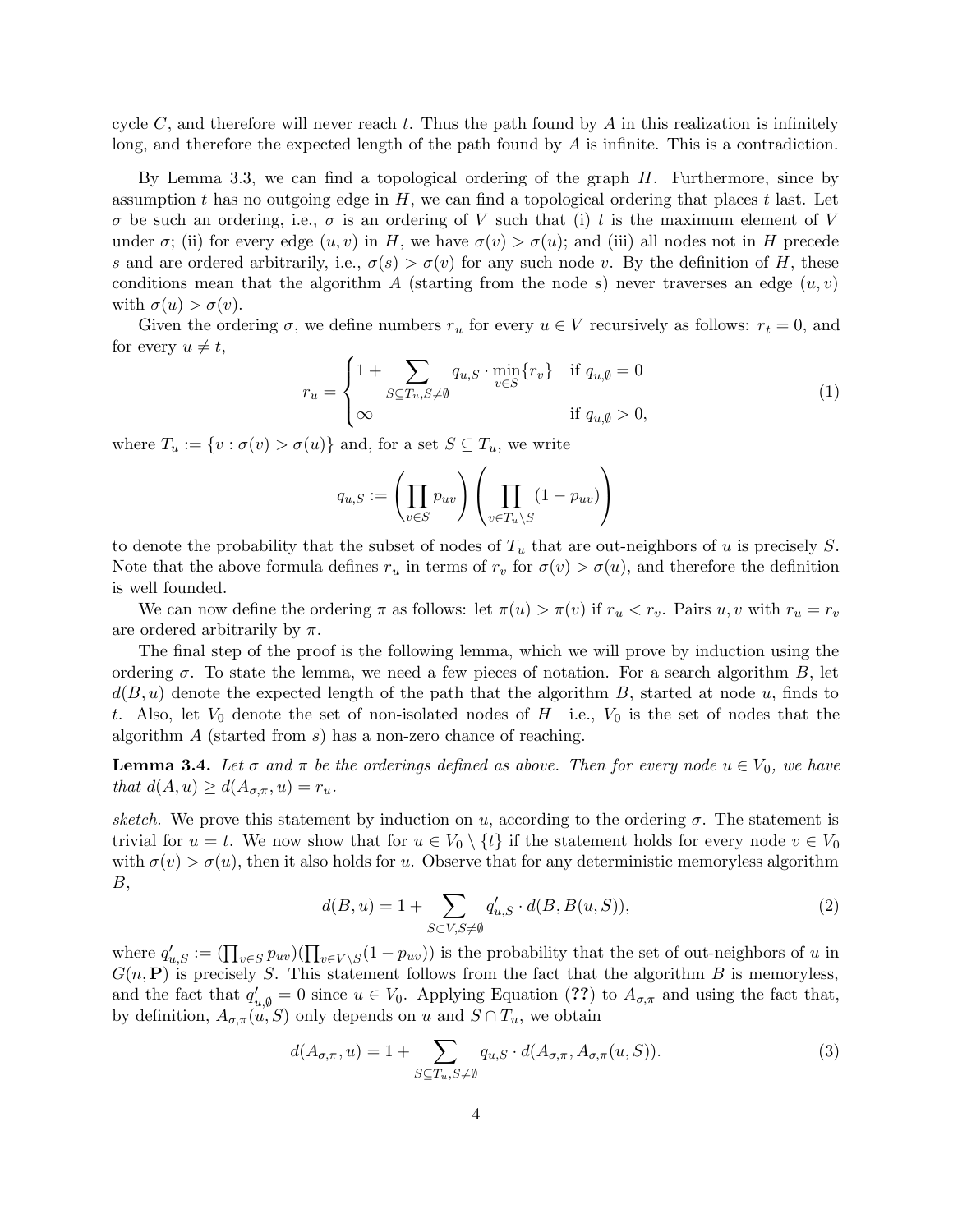cycle $C$, and therefore will never reach $t$. Thus the path found by $A$ in this realization is infinitely long, and therefore the expected length of the path found by $A$ is infinite. This is a contradiction.

By Lemma 3.3, we can find a topological ordering of the graph $H$. Furthermore, since by assumption $t$ has no outgoing edge in $H$, we can find a topological ordering that places $t$ last. Let $\sigma$ be such an ordering, i.e., $\sigma$ is an ordering of $V$ such that (i) $t$ is the maximum element of $V$ under $\sigma$; (ii) for every edge $(u, v)$ in $H$, we have $\sigma(v) > \sigma(u)$; and (iii) all nodes not in $H$ precede $s$ and are ordered arbitrarily, i.e., $\sigma(s) > \sigma(v)$ for any such node $v$. By the definition of $H$, these conditions mean that the algorithm $A$ (starting from the node $s$) never traverses an edge $(u, v)$ with $\sigma(u) > \sigma(v)$.

Given the ordering $\sigma$, we define numbers $r_u$ for every $u \in V$ recursively as follows: $r_t = 0$, and for every $u \neq t$,

$$r_u = \begin{cases} 1 + \displaystyle\sum_{S \subseteq T_u, S \neq \emptyset} q_{u,S} \cdot \min_{v \in S}\{r_v\} & \text{if } q_{u,\emptyset} = 0 \\ \infty & \text{if } q_{u,\emptyset} > 0, \end{cases} \tag{1}$$

where $T_u := \{v : \sigma(v) > \sigma(u)\}$ and, for a set $S \subseteq T_u$, we write

$$q_{u,S} := \left(\prod_{v \in S} p_{uv}\right)\left(\prod_{v \in T_u \setminus S} (1 - p_{uv})\right)$$

to denote the probability that the subset of nodes of $T_u$ that are out-neighbors of $u$ is precisely $S$. Note that the above formula defines $r_u$ in terms of $r_v$ for $\sigma(v) > \sigma(u)$, and therefore the definition is well founded.

We can now define the ordering $\pi$ as follows: let $\pi(u) > \pi(v)$ if $r_u < r_v$. Pairs $u, v$ with $r_u = r_v$ are ordered arbitrarily by $\pi$.

The final step of the proof is the following lemma, which we will prove by induction using the ordering $\sigma$. To state the lemma, we need a few pieces of notation. For a search algorithm $B$, let $d(B, u)$ denote the expected length of the path that the algorithm $B$, started at node $u$, finds to $t$. Also, let $V_0$ denote the set of non-isolated nodes of $H$—i.e., $V_0$ is the set of nodes that the algorithm $A$ (started from $s$) has a non-zero chance of reaching.

**Lemma 3.4.** *Let $\sigma$ and $\pi$ be the orderings defined as above. Then for every node $u \in V_0$, we have that $d(A, u) \geq d(A_{\sigma,\pi}, u) = r_u$.*

*sketch.* We prove this statement by induction on $u$, according to the ordering $\sigma$. The statement is trivial for $u = t$. We now show that for $u \in V_0 \setminus \{t\}$ if the statement holds for every node $v \in V_0$ with $\sigma(v) > \sigma(u)$, then it also holds for $u$. Observe that for any deterministic memoryless algorithm $B$,

$$d(B, u) = 1 + \sum_{S \subset V, S \neq \emptyset} q'_{u,S} \cdot d(B, B(u, S)), \tag{2}$$

where $q'_{u,S} := (\prod_{v \in S} p_{uv})(\prod_{v \in V \setminus S}(1 - p_{uv}))$ is the probability that the set of out-neighbors of $u$ in $G(n, \mathbf{P})$ is precisely $S$. This statement follows from the fact that the algorithm $B$ is memoryless, and the fact that $q'_{u,\emptyset} = 0$ since $u \in V_0$. Applying Equation (**??**) to $A_{\sigma,\pi}$ and using the fact that, by definition, $A_{\sigma,\pi}(u, S)$ only depends on $u$ and $S \cap T_u$, we obtain

$$d(A_{\sigma,\pi}, u) = 1 + \sum_{S \subseteq T_u, S \neq \emptyset} q_{u,S} \cdot d(A_{\sigma,\pi}, A_{\sigma,\pi}(u, S)). \tag{3}$$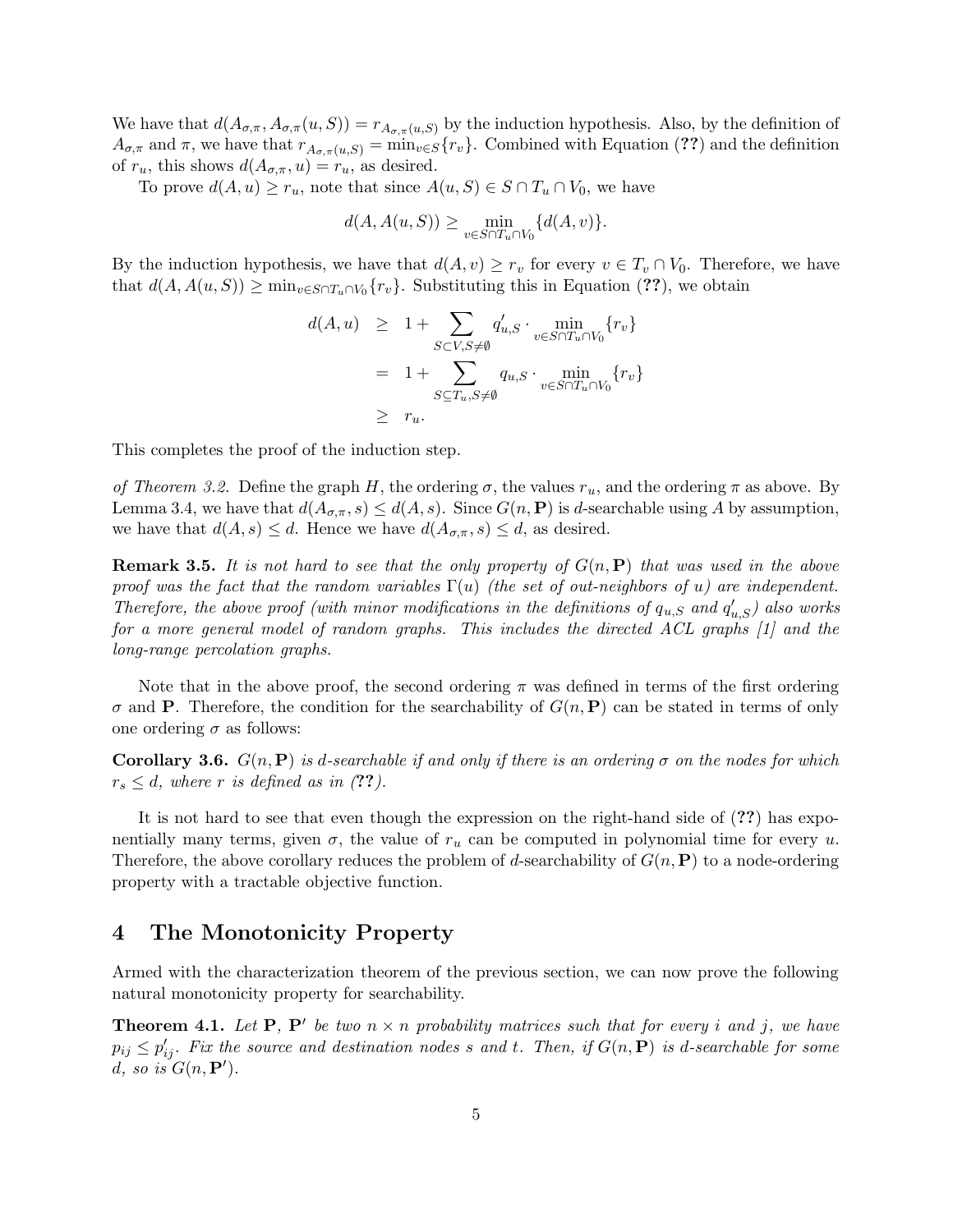We have that $d(A_{\sigma,\pi}, A_{\sigma,\pi}(u, S)) = r_{A_{\sigma,\pi}(u,S)}$ by the induction hypothesis. Also, by the definition of $A_{\sigma,\pi}$ and $\pi$, we have that $r_{A_{\sigma,\pi}(u,S)} = \min_{v \in S}\{r_v\}$. Combined with Equation (**??**) and the definition of $r_u$, this shows $d(A_{\sigma,\pi}, u) = r_u$, as desired.

To prove $d(A, u) \geq r_u$, note that since $A(u, S) \in S \cap T_u \cap V_0$, we have

$$d(A, A(u, S)) \geq \min_{v \in S \cap T_u \cap V_0}\{d(A, v)\}.$$

By the induction hypothesis, we have that $d(A, v) \geq r_v$ for every $v \in T_v \cap V_0$. Therefore, we have that $d(A, A(u, S)) \geq \min_{v \in S \cap T_u \cap V_0}\{r_v\}$. Substituting this in Equation (**??**), we obtain

$$\begin{aligned}
d(A, u) &\geq 1 + \sum_{S \subset V, S \neq \emptyset} q'_{u,S} \cdot \min_{v \in S \cap T_u \cap V_0}\{r_v\} \\
&= 1 + \sum_{S \subseteq T_u, S \neq \emptyset} q_{u,S} \cdot \min_{v \in S \cap T_u \cap V_0}\{r_v\} \\
&\geq r_u.
\end{aligned}$$

This completes the proof of the induction step.

*of Theorem 3.2.* Define the graph $H$, the ordering $\sigma$, the values $r_u$, and the ordering $\pi$ as above. By Lemma 3.4, we have that $d(A_{\sigma,\pi}, s) \leq d(A, s)$. Since $G(n, \mathbf{P})$ is $d$-searchable using $A$ by assumption, we have that $d(A, s) \leq d$. Hence we have $d(A_{\sigma,\pi}, s) \leq d$, as desired.

**Remark 3.5.** *It is not hard to see that the only property of $G(n, \mathbf{P})$ that was used in the above proof was the fact that the random variables $\Gamma(u)$ (the set of out-neighbors of $u$) are independent. Therefore, the above proof (with minor modifications in the definitions of $q_{u,S}$ and $q'_{u,S}$) also works for a more general model of random graphs. This includes the directed ACL graphs [1] and the long-range percolation graphs.*

Note that in the above proof, the second ordering $\pi$ was defined in terms of the first ordering $\sigma$ and $\mathbf{P}$. Therefore, the condition for the searchability of $G(n, \mathbf{P})$ can be stated in terms of only one ordering $\sigma$ as follows:

**Corollary 3.6.** *$G(n, \mathbf{P})$ is $d$-searchable if and only if there is an ordering $\sigma$ on the nodes for which $r_s \leq d$, where $r$ is defined as in (**??**).*

It is not hard to see that even though the expression on the right-hand side of (**??**) has exponentially many terms, given $\sigma$, the value of $r_u$ can be computed in polynomial time for every $u$. Therefore, the above corollary reduces the problem of $d$-searchability of $G(n, \mathbf{P})$ to a node-ordering property with a tractable objective function.

## 4 The Monotonicity Property

Armed with the characterization theorem of the previous section, we can now prove the following natural monotonicity property for searchability.

**Theorem 4.1.** *Let $\mathbf{P}$, $\mathbf{P}'$ be two $n \times n$ probability matrices such that for every $i$ and $j$, we have $p_{ij} \leq p'_{ij}$. Fix the source and destination nodes $s$ and $t$. Then, if $G(n, \mathbf{P})$ is $d$-searchable for some $d$, so is $G(n, \mathbf{P}')$.*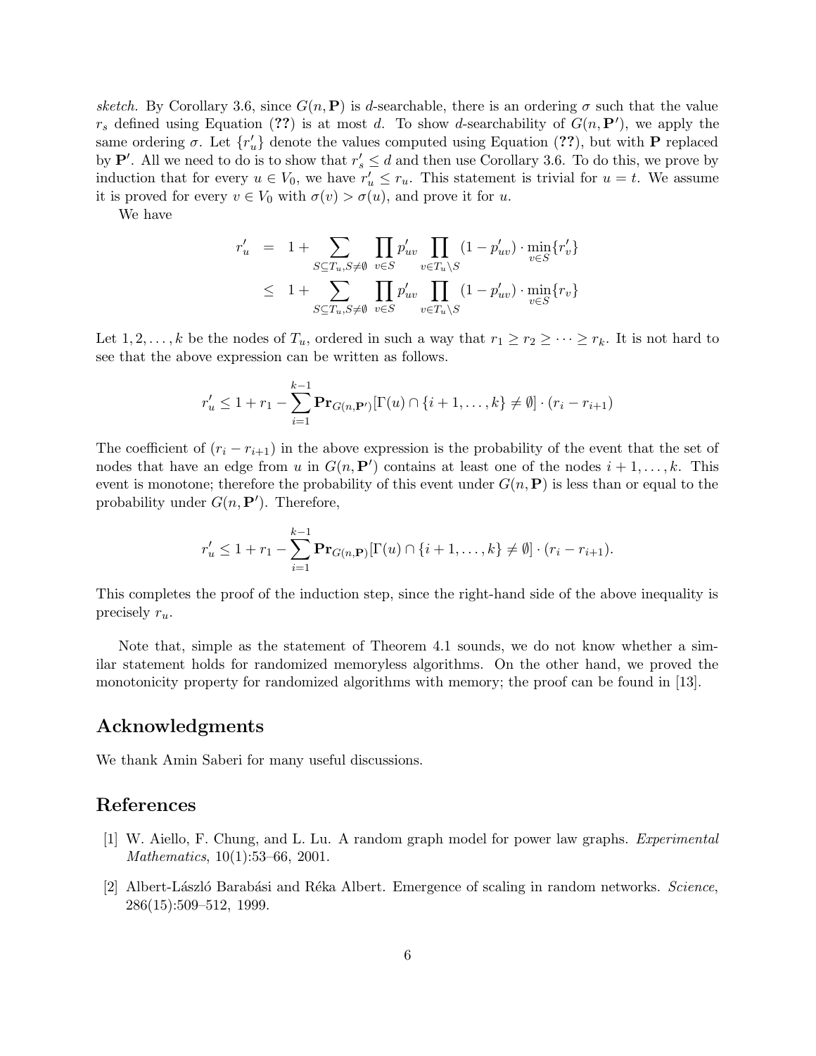*sketch.* By Corollary 3.6, since $G(n, \mathbf{P})$ is $d$-searchable, there is an ordering $\sigma$ such that the value $r_s$ defined using Equation (**??**) is at most $d$. To show $d$-searchability of $G(n, \mathbf{P}')$, we apply the same ordering $\sigma$. Let $\{r'_u\}$ denote the values computed using Equation (**??**), but with $\mathbf{P}$ replaced by $\mathbf{P}'$. All we need to do is to show that $r'_s \leq d$ and then use Corollary 3.6. To do this, we prove by induction that for every $u \in V_0$, we have $r'_u \leq r_u$. This statement is trivial for $u = t$. We assume it is proved for every $v \in V_0$ with $\sigma(v) > \sigma(u)$, and prove it for $u$.

We have

$$
\begin{aligned}
r'_u &= 1 + \sum_{S \subseteq T_u, S \neq \emptyset} \prod_{v \in S} p'_{uv} \prod_{v \in T_u \setminus S} (1 - p'_{uv}) \cdot \min_{v \in S} \{r'_v\} \\
&\leq 1 + \sum_{S \subseteq T_u, S \neq \emptyset} \prod_{v \in S} p'_{uv} \prod_{v \in T_u \setminus S} (1 - p'_{uv}) \cdot \min_{v \in S} \{r_v\}
\end{aligned}
$$

Let $1, 2, \ldots, k$ be the nodes of $T_u$, ordered in such a way that $r_1 \geq r_2 \geq \cdots \geq r_k$. It is not hard to see that the above expression can be written as follows.

$$
r'_u \leq 1 + r_1 - \sum_{i=1}^{k-1} \mathbf{Pr}_{G(n,\mathbf{P}')}[\Gamma(u) \cap \{i+1, \ldots, k\} \neq \emptyset] \cdot (r_i - r_{i+1})
$$

The coefficient of $(r_i - r_{i+1})$ in the above expression is the probability of the event that the set of nodes that have an edge from $u$ in $G(n, \mathbf{P}')$ contains at least one of the nodes $i+1, \ldots, k$. This event is monotone; therefore the probability of this event under $G(n, \mathbf{P})$ is less than or equal to the probability under $G(n, \mathbf{P}')$. Therefore,

$$
r'_u \leq 1 + r_1 - \sum_{i=1}^{k-1} \mathbf{Pr}_{G(n,\mathbf{P})}[\Gamma(u) \cap \{i+1, \ldots, k\} \neq \emptyset] \cdot (r_i - r_{i+1}).
$$

This completes the proof of the induction step, since the right-hand side of the above inequality is precisely $r_u$.

Note that, simple as the statement of Theorem 4.1 sounds, we do not know whether a similar statement holds for randomized memoryless algorithms. On the other hand, we proved the monotonicity property for randomized algorithms with memory; the proof can be found in [13].

## Acknowledgments

We thank Amin Saberi for many useful discussions.

## References

[1] W. Aiello, F. Chung, and L. Lu. A random graph model for power law graphs. *Experimental Mathematics*, 10(1):53–66, 2001.

[2] Albert-László Barabási and Réka Albert. Emergence of scaling in random networks. *Science*, 286(15):509–512, 1999.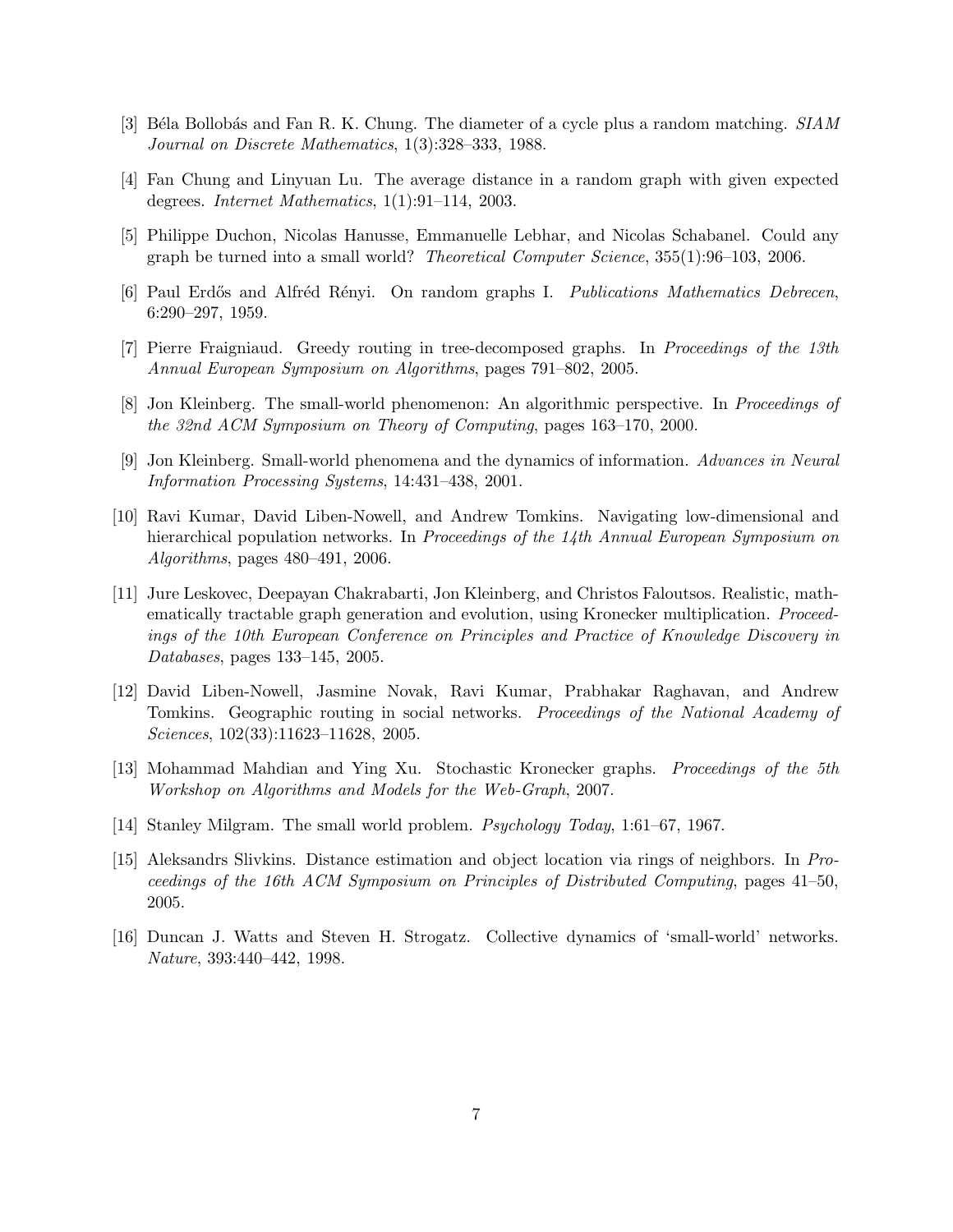[3] Béla Bollobás and Fan R. K. Chung. The diameter of a cycle plus a random matching. *SIAM Journal on Discrete Mathematics*, 1(3):328–333, 1988.

[4] Fan Chung and Linyuan Lu. The average distance in a random graph with given expected degrees. *Internet Mathematics*, 1(1):91–114, 2003.

[5] Philippe Duchon, Nicolas Hanusse, Emmanuelle Lebhar, and Nicolas Schabanel. Could any graph be turned into a small world? *Theoretical Computer Science*, 355(1):96–103, 2006.

[6] Paul Erdős and Alfréd Rényi. On random graphs I. *Publications Mathematics Debrecen*, 6:290–297, 1959.

[7] Pierre Fraigniaud. Greedy routing in tree-decomposed graphs. In *Proceedings of the 13th Annual European Symposium on Algorithms*, pages 791–802, 2005.

[8] Jon Kleinberg. The small-world phenomenon: An algorithmic perspective. In *Proceedings of the 32nd ACM Symposium on Theory of Computing*, pages 163–170, 2000.

[9] Jon Kleinberg. Small-world phenomena and the dynamics of information. *Advances in Neural Information Processing Systems*, 14:431–438, 2001.

[10] Ravi Kumar, David Liben-Nowell, and Andrew Tomkins. Navigating low-dimensional and hierarchical population networks. In *Proceedings of the 14th Annual European Symposium on Algorithms*, pages 480–491, 2006.

[11] Jure Leskovec, Deepayan Chakrabarti, Jon Kleinberg, and Christos Faloutsos. Realistic, mathematically tractable graph generation and evolution, using Kronecker multiplication. *Proceedings of the 10th European Conference on Principles and Practice of Knowledge Discovery in Databases*, pages 133–145, 2005.

[12] David Liben-Nowell, Jasmine Novak, Ravi Kumar, Prabhakar Raghavan, and Andrew Tomkins. Geographic routing in social networks. *Proceedings of the National Academy of Sciences*, 102(33):11623–11628, 2005.

[13] Mohammad Mahdian and Ying Xu. Stochastic Kronecker graphs. *Proceedings of the 5th Workshop on Algorithms and Models for the Web-Graph*, 2007.

[14] Stanley Milgram. The small world problem. *Psychology Today*, 1:61–67, 1967.

[15] Aleksandrs Slivkins. Distance estimation and object location via rings of neighbors. In *Proceedings of the 16th ACM Symposium on Principles of Distributed Computing*, pages 41–50, 2005.

[16] Duncan J. Watts and Steven H. Strogatz. Collective dynamics of 'small-world' networks. *Nature*, 393:440–442, 1998.